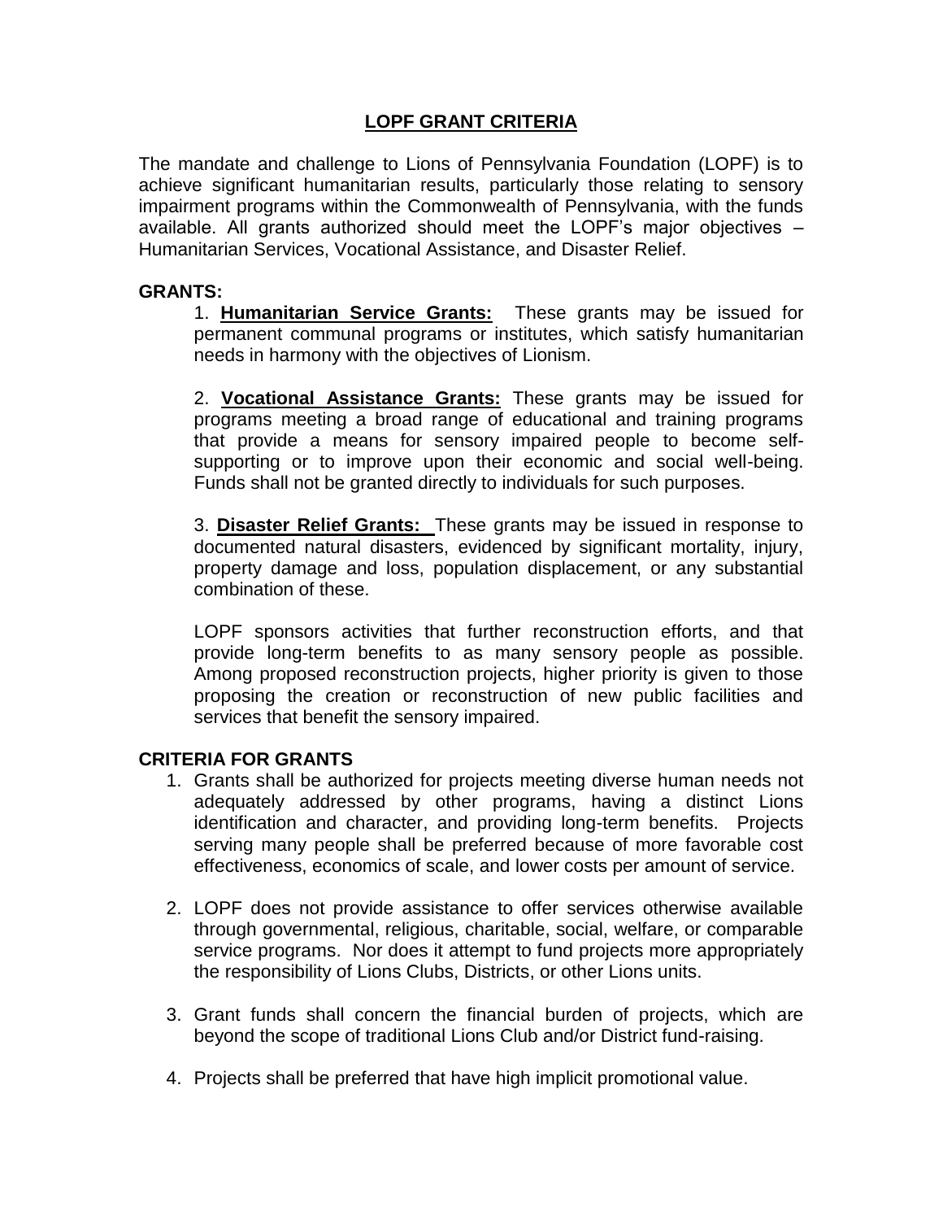# LOPF GRANT CRITERIA

The mandate and challenge to Lions of Pennsylvania Foundation (LOPF) is to achieve significant humanitarian results, particularly those relating to sensory impairment programs within the Commonwealth of Pennsylvania, with the funds available. All grants authorized should meet the LOPF's major objectives – Humanitarian Services, Vocational Assistance, and Disaster Relief.

## GRANTS:

1. **Humanitarian Service Grants:** These grants may be issued for permanent communal programs or institutes, which satisfy humanitarian needs in harmony with the objectives of Lionism.

2. **Vocational Assistance Grants:** These grants may be issued for programs meeting a broad range of educational and training programs that provide a means for sensory impaired people to become self-supporting or to improve upon their economic and social well-being. Funds shall not be granted directly to individuals for such purposes.

3. **Disaster Relief Grants:** These grants may be issued in response to documented natural disasters, evidenced by significant mortality, injury, property damage and loss, population displacement, or any substantial combination of these.

   LOPF sponsors activities that further reconstruction efforts, and that provide long-term benefits to as many sensory people as possible. Among proposed reconstruction projects, higher priority is given to those proposing the creation or reconstruction of new public facilities and services that benefit the sensory impaired.

## CRITERIA FOR GRANTS

1. Grants shall be authorized for projects meeting diverse human needs not adequately addressed by other programs, having a distinct Lions identification and character, and providing long-term benefits. Projects serving many people shall be preferred because of more favorable cost effectiveness, economics of scale, and lower costs per amount of service.

2. LOPF does not provide assistance to offer services otherwise available through governmental, religious, charitable, social, welfare, or comparable service programs. Nor does it attempt to fund projects more appropriately the responsibility of Lions Clubs, Districts, or other Lions units.

3. Grant funds shall concern the financial burden of projects, which are beyond the scope of traditional Lions Club and/or District fund-raising.

4. Projects shall be preferred that have high implicit promotional value.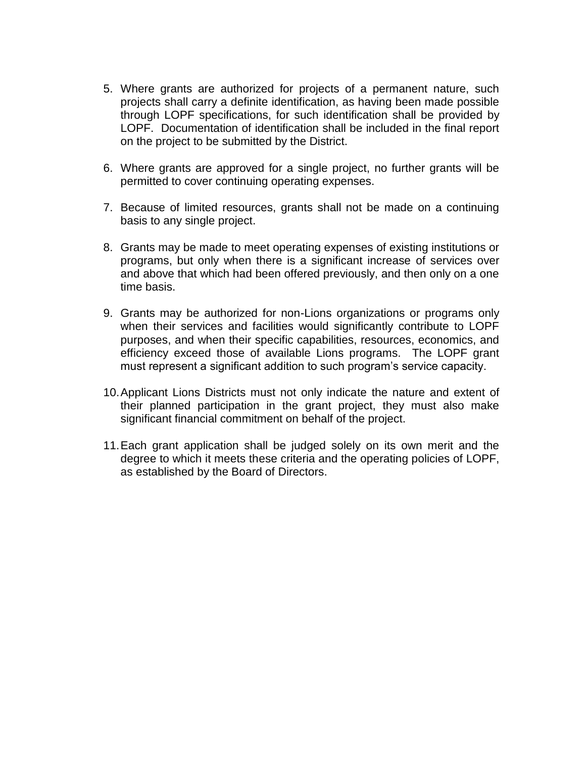5. Where grants are authorized for projects of a permanent nature, such projects shall carry a definite identification, as having been made possible through LOPF specifications, for such identification shall be provided by LOPF. Documentation of identification shall be included in the final report on the project to be submitted by the District.

6. Where grants are approved for a single project, no further grants will be permitted to cover continuing operating expenses.

7. Because of limited resources, grants shall not be made on a continuing basis to any single project.

8. Grants may be made to meet operating expenses of existing institutions or programs, but only when there is a significant increase of services over and above that which had been offered previously, and then only on a one time basis.

9. Grants may be authorized for non-Lions organizations or programs only when their services and facilities would significantly contribute to LOPF purposes, and when their specific capabilities, resources, economics, and efficiency exceed those of available Lions programs. The LOPF grant must represent a significant addition to such program's service capacity.

10. Applicant Lions Districts must not only indicate the nature and extent of their planned participation in the grant project, they must also make significant financial commitment on behalf of the project.

11. Each grant application shall be judged solely on its own merit and the degree to which it meets these criteria and the operating policies of LOPF, as established by the Board of Directors.